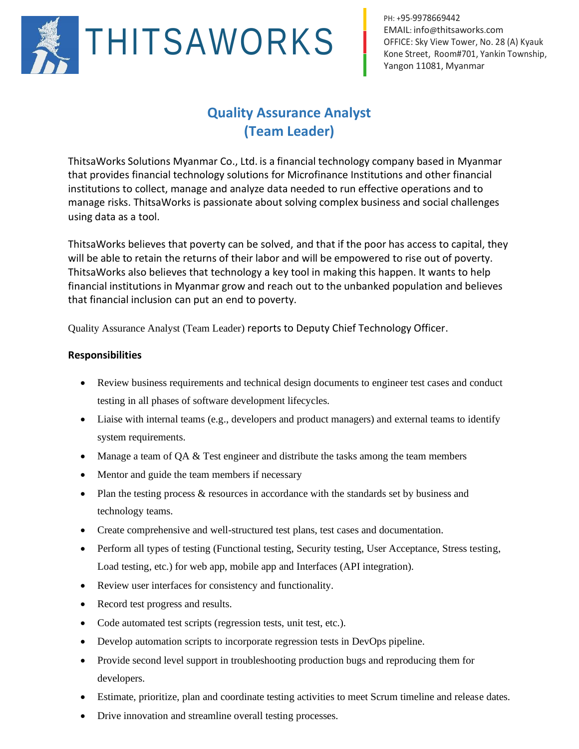THITSAWORKS

PH: +95-9978669442
EMAIL: info@thitsaworks.com
OFFICE: Sky View Tower, No. 28 (A) Kyauk Kone Street, Room#701, Yankin Township, Yangon 11081, Myanmar

# Quality Assurance Analyst (Team Leader)

ThitsaWorks Solutions Myanmar Co., Ltd. is a financial technology company based in Myanmar that provides financial technology solutions for Microfinance Institutions and other financial institutions to collect, manage and analyze data needed to run effective operations and to manage risks. ThitsaWorks is passionate about solving complex business and social challenges using data as a tool.

ThitsaWorks believes that poverty can be solved, and that if the poor has access to capital, they will be able to retain the returns of their labor and will be empowered to rise out of poverty. ThitsaWorks also believes that technology a key tool in making this happen. It wants to help financial institutions in Myanmar grow and reach out to the unbanked population and believes that financial inclusion can put an end to poverty.

Quality Assurance Analyst (Team Leader) reports to Deputy Chief Technology Officer.

**Responsibilities**

- Review business requirements and technical design documents to engineer test cases and conduct testing in all phases of software development lifecycles.
- Liaise with internal teams (e.g., developers and product managers) and external teams to identify system requirements.
- Manage a team of QA & Test engineer and distribute the tasks among the team members
- Mentor and guide the team members if necessary
- Plan the testing process & resources in accordance with the standards set by business and technology teams.
- Create comprehensive and well-structured test plans, test cases and documentation.
- Perform all types of testing (Functional testing, Security testing, User Acceptance, Stress testing, Load testing, etc.) for web app, mobile app and Interfaces (API integration).
- Review user interfaces for consistency and functionality.
- Record test progress and results.
- Code automated test scripts (regression tests, unit test, etc.).
- Develop automation scripts to incorporate regression tests in DevOps pipeline.
- Provide second level support in troubleshooting production bugs and reproducing them for developers.
- Estimate, prioritize, plan and coordinate testing activities to meet Scrum timeline and release dates.
- Drive innovation and streamline overall testing processes.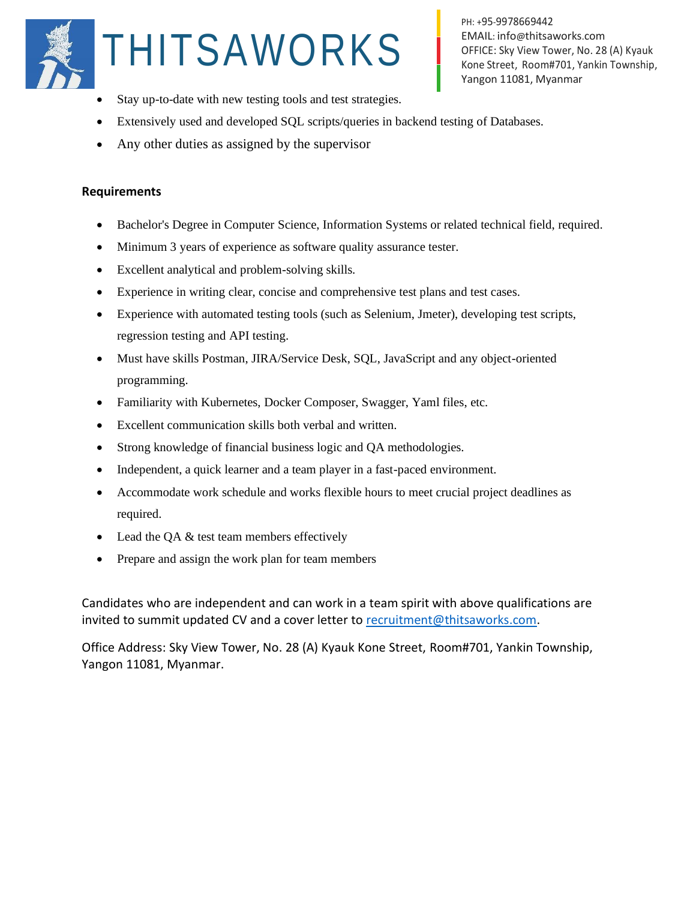- Stay up-to-date with new testing tools and test strategies.
- Extensively used and developed SQL scripts/queries in backend testing of Databases.
- Any other duties as assigned by the supervisor

**Requirements**

- Bachelor's Degree in Computer Science, Information Systems or related technical field, required.
- Minimum 3 years of experience as software quality assurance tester.
- Excellent analytical and problem-solving skills.
- Experience in writing clear, concise and comprehensive test plans and test cases.
- Experience with automated testing tools (such as Selenium, Jmeter), developing test scripts, regression testing and API testing.
- Must have skills Postman, JIRA/Service Desk, SQL, JavaScript and any object-oriented programming.
- Familiarity with Kubernetes, Docker Composer, Swagger, Yaml files, etc.
- Excellent communication skills both verbal and written.
- Strong knowledge of financial business logic and QA methodologies.
- Independent, a quick learner and a team player in a fast-paced environment.
- Accommodate work schedule and works flexible hours to meet crucial project deadlines as required.
- Lead the QA & test team members effectively
- Prepare and assign the work plan for team members

Candidates who are independent and can work in a team spirit with above qualifications are invited to summit updated CV and a cover letter to recruitment@thitsaworks.com.

Office Address: Sky View Tower, No. 28 (A) Kyauk Kone Street, Room#701, Yankin Township, Yangon 11081, Myanmar.